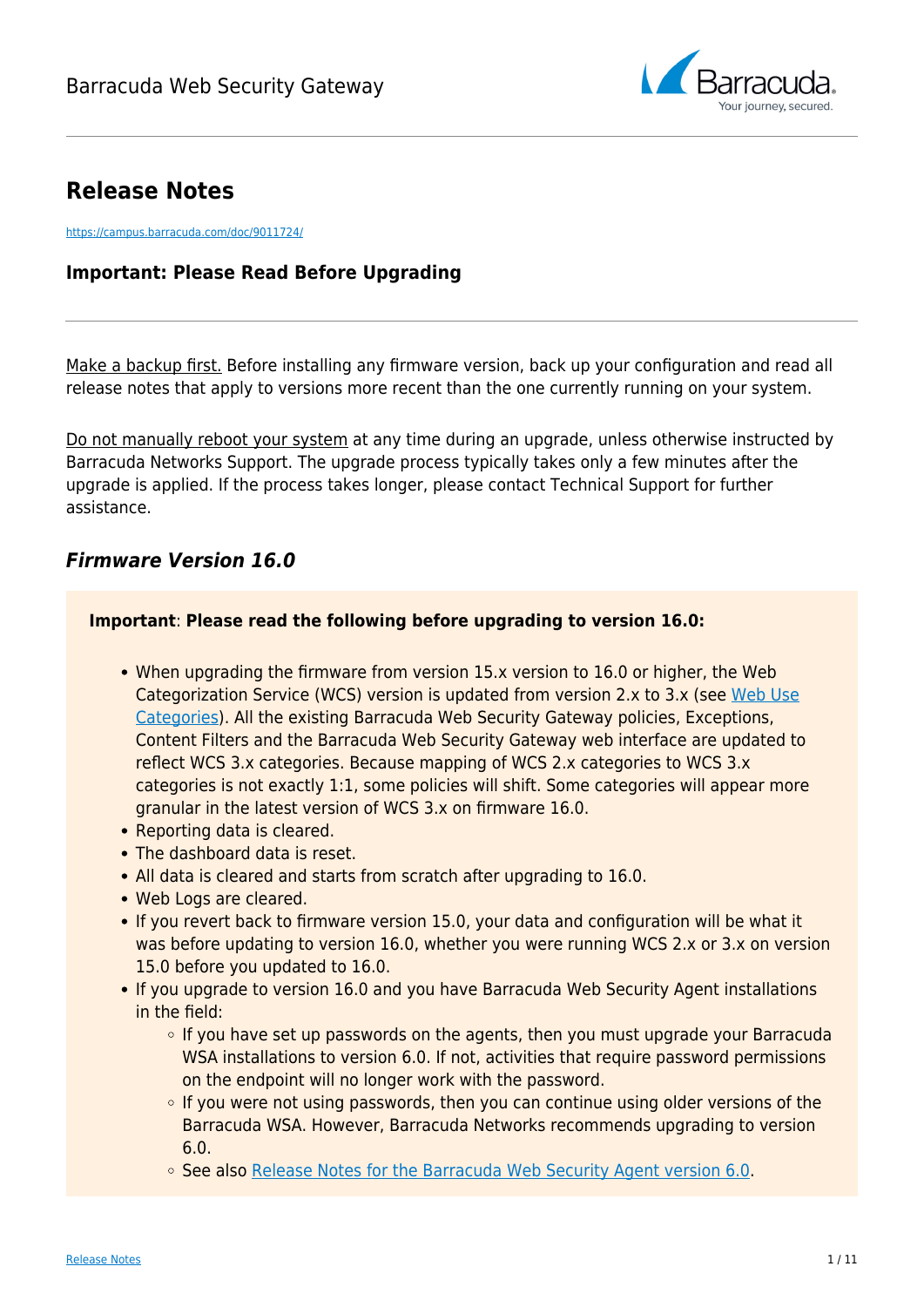# Release Notes

https://campus.barracuda.com/doc/9011724/

## Important: Please Read Before Upgrading

Make a backup first. Before installing any firmware version, back up your configuration and read all release notes that apply to versions more recent than the one currently running on your system.

Do not manually reboot your system at any time during an upgrade, unless otherwise instructed by Barracuda Networks Support. The upgrade process typically takes only a few minutes after the upgrade is applied. If the process takes longer, please contact Technical Support for further assistance.

### *Firmware Version 16.0*

**Important**: **Please read the following before upgrading to version 16.0:**

- When upgrading the firmware from version 15.x version to 16.0 or higher, the Web Categorization Service (WCS) version is updated from version 2.x to 3.x (see Web Use Categories). All the existing Barracuda Web Security Gateway policies, Exceptions, Content Filters and the Barracuda Web Security Gateway web interface are updated to reflect WCS 3.x categories. Because mapping of WCS 2.x categories to WCS 3.x categories is not exactly 1:1, some policies will shift. Some categories will appear more granular in the latest version of WCS 3.x on firmware 16.0.
- Reporting data is cleared.
- The dashboard data is reset.
- All data is cleared and starts from scratch after upgrading to 16.0.
- Web Logs are cleared.
- If you revert back to firmware version 15.0, your data and configuration will be what it was before updating to version 16.0, whether you were running WCS 2.x or 3.x on version 15.0 before you updated to 16.0.
- If you upgrade to version 16.0 and you have Barracuda Web Security Agent installations in the field:
  - If you have set up passwords on the agents, then you must upgrade your Barracuda WSA installations to version 6.0. If not, activities that require password permissions on the endpoint will no longer work with the password.
  - If you were not using passwords, then you can continue using older versions of the Barracuda WSA. However, Barracuda Networks recommends upgrading to version 6.0.
  - See also Release Notes for the Barracuda Web Security Agent version 6.0.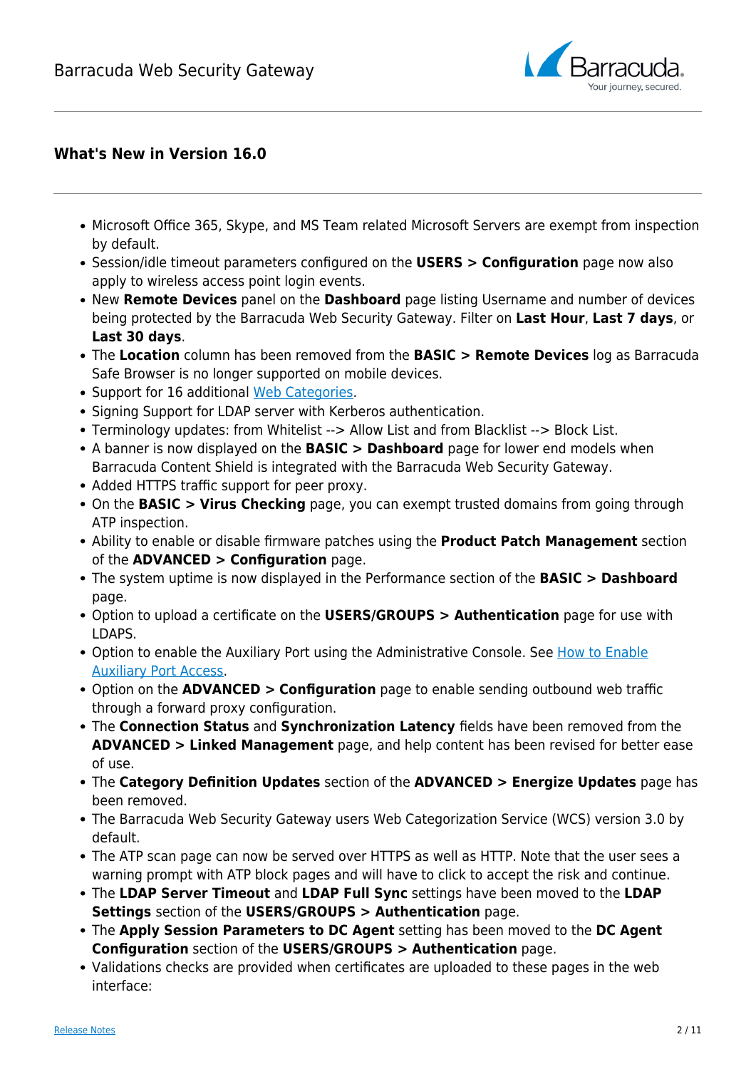## What's New in Version 16.0

- Microsoft Office 365, Skype, and MS Team related Microsoft Servers are exempt from inspection by default.
- Session/idle timeout parameters configured on the **USERS > Configuration** page now also apply to wireless access point login events.
- New **Remote Devices** panel on the **Dashboard** page listing Username and number of devices being protected by the Barracuda Web Security Gateway. Filter on **Last Hour**, **Last 7 days**, or **Last 30 days**.
- The **Location** column has been removed from the **BASIC > Remote Devices** log as Barracuda Safe Browser is no longer supported on mobile devices.
- Support for 16 additional [Web Categories](#).
- Signing Support for LDAP server with Kerberos authentication.
- Terminology updates: from Whitelist --> Allow List and from Blacklist --> Block List.
- A banner is now displayed on the **BASIC > Dashboard** page for lower end models when Barracuda Content Shield is integrated with the Barracuda Web Security Gateway.
- Added HTTPS traffic support for peer proxy.
- On the **BASIC > Virus Checking** page, you can exempt trusted domains from going through ATP inspection.
- Ability to enable or disable firmware patches using the **Product Patch Management** section of the **ADVANCED > Configuration** page.
- The system uptime is now displayed in the Performance section of the **BASIC > Dashboard** page.
- Option to upload a certificate on the **USERS/GROUPS > Authentication** page for use with LDAPS.
- Option to enable the Auxiliary Port using the Administrative Console. See [How to Enable Auxiliary Port Access](#).
- Option on the **ADVANCED > Configuration** page to enable sending outbound web traffic through a forward proxy configuration.
- The **Connection Status** and **Synchronization Latency** fields have been removed from the **ADVANCED > Linked Management** page, and help content has been revised for better ease of use.
- The **Category Definition Updates** section of the **ADVANCED > Energize Updates** page has been removed.
- The Barracuda Web Security Gateway users Web Categorization Service (WCS) version 3.0 by default.
- The ATP scan page can now be served over HTTPS as well as HTTP. Note that the user sees a warning prompt with ATP block pages and will have to click to accept the risk and continue.
- The **LDAP Server Timeout** and **LDAP Full Sync** settings have been moved to the **LDAP Settings** section of the **USERS/GROUPS > Authentication** page.
- The **Apply Session Parameters to DC Agent** setting has been moved to the **DC Agent Configuration** section of the **USERS/GROUPS > Authentication** page.
- Validations checks are provided when certificates are uploaded to these pages in the web interface: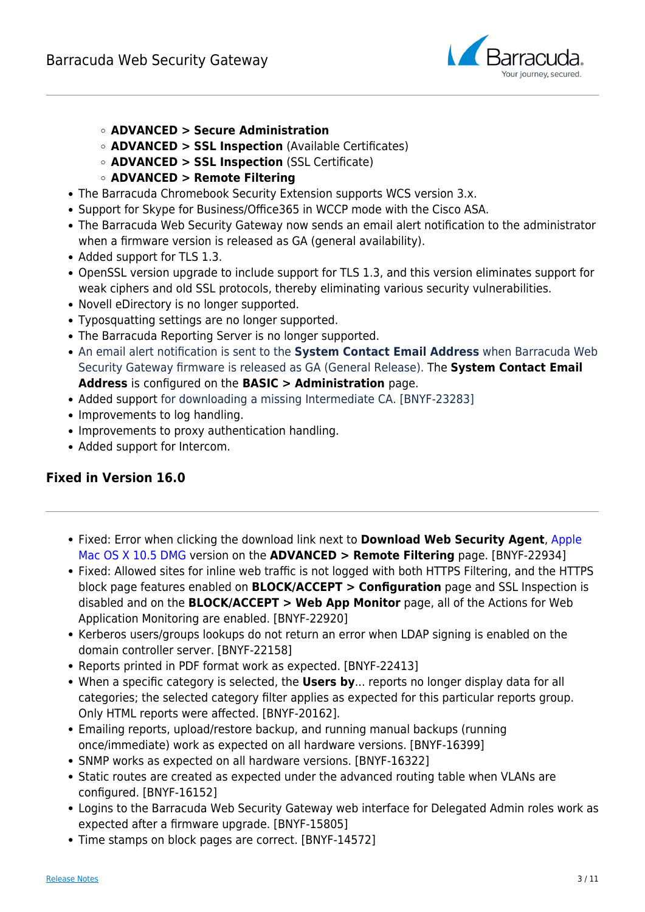- **ADVANCED > Secure Administration**
    - **ADVANCED > SSL Inspection** (Available Certificates)
    - **ADVANCED > SSL Inspection** (SSL Certificate)
    - **ADVANCED > Remote Filtering**
- The Barracuda Chromebook Security Extension supports WCS version 3.x.
- Support for Skype for Business/Office365 in WCCP mode with the Cisco ASA.
- The Barracuda Web Security Gateway now sends an email alert notification to the administrator when a firmware version is released as GA (general availability).
- Added support for TLS 1.3.
- OpenSSL version upgrade to include support for TLS 1.3, and this version eliminates support for weak ciphers and old SSL protocols, thereby eliminating various security vulnerabilities.
- Novell eDirectory is no longer supported.
- Typosquatting settings are no longer supported.
- The Barracuda Reporting Server is no longer supported.
- An email alert notification is sent to the **System Contact Email Address** when Barracuda Web Security Gateway firmware is released as GA (General Release). The **System Contact Email Address** is configured on the **BASIC > Administration** page.
- Added support for downloading a missing Intermediate CA. [BNYF-23283]
- Improvements to log handling.
- Improvements to proxy authentication handling.
- Added support for Intercom.

### Fixed in Version 16.0

- Fixed: Error when clicking the download link next to **Download Web Security Agent**, Apple Mac OS X 10.5 DMG version on the **ADVANCED > Remote Filtering** page. [BNYF-22934]
- Fixed: Allowed sites for inline web traffic is not logged with both HTTPS Filtering, and the HTTPS block page features enabled on **BLOCK/ACCEPT > Configuration** page and SSL Inspection is disabled and on the **BLOCK/ACCEPT > Web App Monitor** page, all of the Actions for Web Application Monitoring are enabled. [BNYF-22920]
- Kerberos users/groups lookups do not return an error when LDAP signing is enabled on the domain controller server. [BNYF-22158]
- Reports printed in PDF format work as expected. [BNYF-22413]
- When a specific category is selected, the **Users by**... reports no longer display data for all categories; the selected category filter applies as expected for this particular reports group. Only HTML reports were affected. [BNYF-20162].
- Emailing reports, upload/restore backup, and running manual backups (running once/immediate) work as expected on all hardware versions. [BNYF-16399]
- SNMP works as expected on all hardware versions. [BNYF-16322]
- Static routes are created as expected under the advanced routing table when VLANs are configured. [BNYF-16152]
- Logins to the Barracuda Web Security Gateway web interface for Delegated Admin roles work as expected after a firmware upgrade. [BNYF-15805]
- Time stamps on block pages are correct. [BNYF-14572]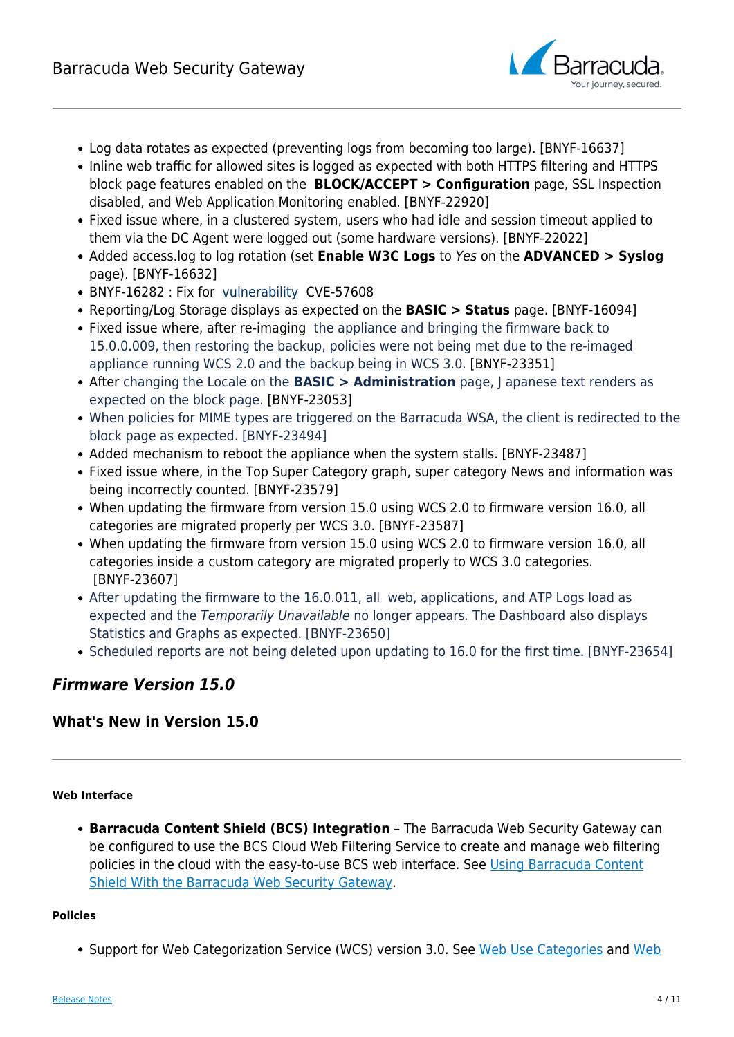- Log data rotates as expected (preventing logs from becoming too large). [BNYF-16637]
- Inline web traffic for allowed sites is logged as expected with both HTTPS filtering and HTTPS block page features enabled on the **BLOCK/ACCEPT > Configuration** page, SSL Inspection disabled, and Web Application Monitoring enabled. [BNYF-22920]
- Fixed issue where, in a clustered system, users who had idle and session timeout applied to them via the DC Agent were logged out (some hardware versions). [BNYF-22022]
- Added access.log to log rotation (set **Enable W3C Logs** to *Yes* on the **ADVANCED > Syslog** page). [BNYF-16632]
- BNYF-16282 : Fix for vulnerability CVE-57608
- Reporting/Log Storage displays as expected on the **BASIC > Status** page. [BNYF-16094]
- Fixed issue where, after re-imaging the appliance and bringing the firmware back to 15.0.0.009, then restoring the backup, policies were not being met due to the re-imaged appliance running WCS 2.0 and the backup being in WCS 3.0. [BNYF-23351]
- After changing the Locale on the **BASIC > Administration** page, J apanese text renders as expected on the block page. [BNYF-23053]
- When policies for MIME types are triggered on the Barracuda WSA, the client is redirected to the block page as expected. [BNYF-23494]
- Added mechanism to reboot the appliance when the system stalls. [BNYF-23487]
- Fixed issue where, in the Top Super Category graph, super category News and information was being incorrectly counted. [BNYF-23579]
- When updating the firmware from version 15.0 using WCS 2.0 to firmware version 16.0, all categories are migrated properly per WCS 3.0. [BNYF-23587]
- When updating the firmware from version 15.0 using WCS 2.0 to firmware version 16.0, all categories inside a custom category are migrated properly to WCS 3.0 categories. [BNYF-23607]
- After updating the firmware to the 16.0.011, all web, applications, and ATP Logs load as expected and the *Temporarily Unavailable* no longer appears. The Dashboard also displays Statistics and Graphs as expected. [BNYF-23650]
- Scheduled reports are not being deleted upon updating to 16.0 for the first time. [BNYF-23654]

## *Firmware Version 15.0*

### What's New in Version 15.0

---

#### Web Interface

- **Barracuda Content Shield (BCS) Integration** – The Barracuda Web Security Gateway can be configured to use the BCS Cloud Web Filtering Service to create and manage web filtering policies in the cloud with the easy-to-use BCS web interface. See Using Barracuda Content Shield With the Barracuda Web Security Gateway.

#### Policies

- Support for Web Categorization Service (WCS) version 3.0. See Web Use Categories and Web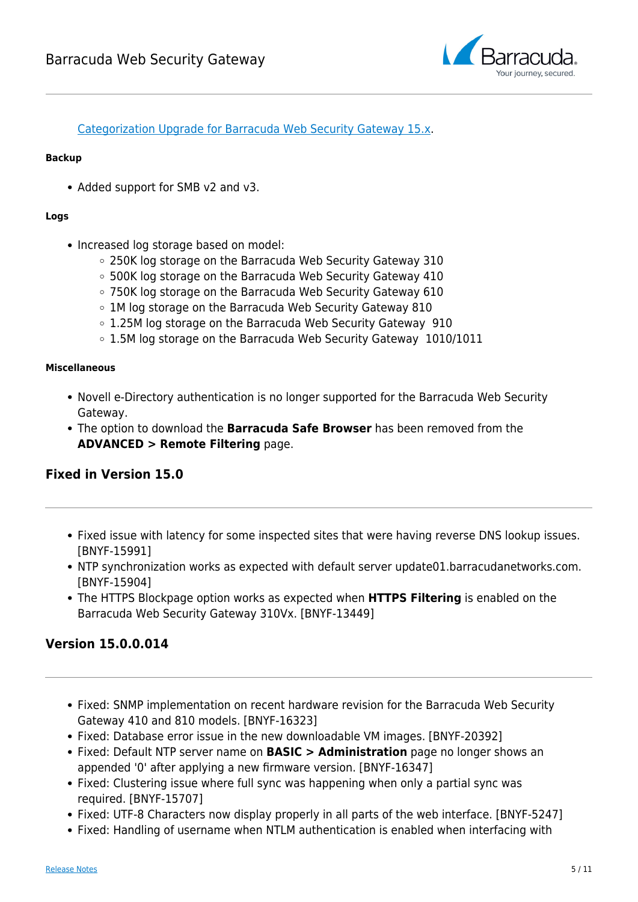[Categorization Upgrade for Barracuda Web Security Gateway 15.x](#).

**Backup**

- Added support for SMB v2 and v3.

**Logs**

- Increased log storage based on model:
  - 250K log storage on the Barracuda Web Security Gateway 310
  - 500K log storage on the Barracuda Web Security Gateway 410
  - 750K log storage on the Barracuda Web Security Gateway 610
  - 1M log storage on the Barracuda Web Security Gateway 810
  - 1.25M log storage on the Barracuda Web Security Gateway 910
  - 1.5M log storage on the Barracuda Web Security Gateway 1010/1011

**Miscellaneous**

- Novell e-Directory authentication is no longer supported for the Barracuda Web Security Gateway.
- The option to download the **Barracuda Safe Browser** has been removed from the **ADVANCED > Remote Filtering** page.

### Fixed in Version 15.0

---

- Fixed issue with latency for some inspected sites that were having reverse DNS lookup issues. [BNYF-15991]
- NTP synchronization works as expected with default server update01.barracudanetworks.com. [BNYF-15904]
- The HTTPS Blockpage option works as expected when **HTTPS Filtering** is enabled on the Barracuda Web Security Gateway 310Vx. [BNYF-13449]

### Version 15.0.0.014

---

- Fixed: SNMP implementation on recent hardware revision for the Barracuda Web Security Gateway 410 and 810 models. [BNYF-16323]
- Fixed: Database error issue in the new downloadable VM images. [BNYF-20392]
- Fixed: Default NTP server name on **BASIC > Administration** page no longer shows an appended '0' after applying a new firmware version. [BNYF-16347]
- Fixed: Clustering issue where full sync was happening when only a partial sync was required. [BNYF-15707]
- Fixed: UTF-8 Characters now display properly in all parts of the web interface. [BNYF-5247]
- Fixed: Handling of username when NTLM authentication is enabled when interfacing with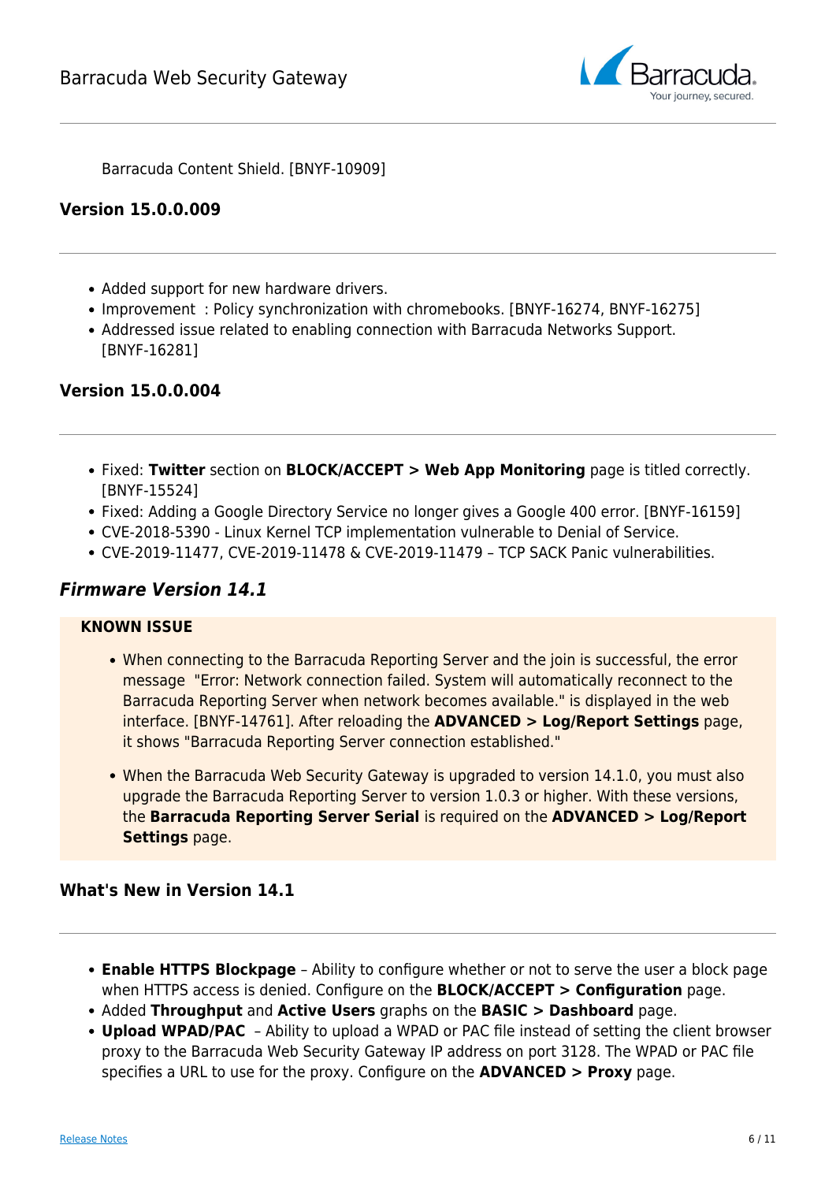Barracuda Content Shield. [BNYF-10909]

### Version 15.0.0.009

- Added support for new hardware drivers.
- Improvement : Policy synchronization with chromebooks. [BNYF-16274, BNYF-16275]
- Addressed issue related to enabling connection with Barracuda Networks Support. [BNYF-16281]

### Version 15.0.0.004

- Fixed: **Twitter** section on **BLOCK/ACCEPT > Web App Monitoring** page is titled correctly. [BNYF-15524]
- Fixed: Adding a Google Directory Service no longer gives a Google 400 error. [BNYF-16159]
- CVE-2018-5390 - Linux Kernel TCP implementation vulnerable to Denial of Service.
- CVE-2019-11477, CVE-2019-11478 & CVE-2019-11479 – TCP SACK Panic vulnerabilities.

## *Firmware Version 14.1*

**KNOWN ISSUE**

- When connecting to the Barracuda Reporting Server and the join is successful, the error message "Error: Network connection failed. System will automatically reconnect to the Barracuda Reporting Server when network becomes available." is displayed in the web interface. [BNYF-14761]. After reloading the **ADVANCED > Log/Report Settings** page, it shows "Barracuda Reporting Server connection established."
- When the Barracuda Web Security Gateway is upgraded to version 14.1.0, you must also upgrade the Barracuda Reporting Server to version 1.0.3 or higher. With these versions, the **Barracuda Reporting Server Serial** is required on the **ADVANCED > Log/Report Settings** page.

### What's New in Version 14.1

- **Enable HTTPS Blockpage** – Ability to configure whether or not to serve the user a block page when HTTPS access is denied. Configure on the **BLOCK/ACCEPT > Configuration** page.
- Added **Throughput** and **Active Users** graphs on the **BASIC > Dashboard** page.
- **Upload WPAD/PAC** – Ability to upload a WPAD or PAC file instead of setting the client browser proxy to the Barracuda Web Security Gateway IP address on port 3128. The WPAD or PAC file specifies a URL to use for the proxy. Configure on the **ADVANCED > Proxy** page.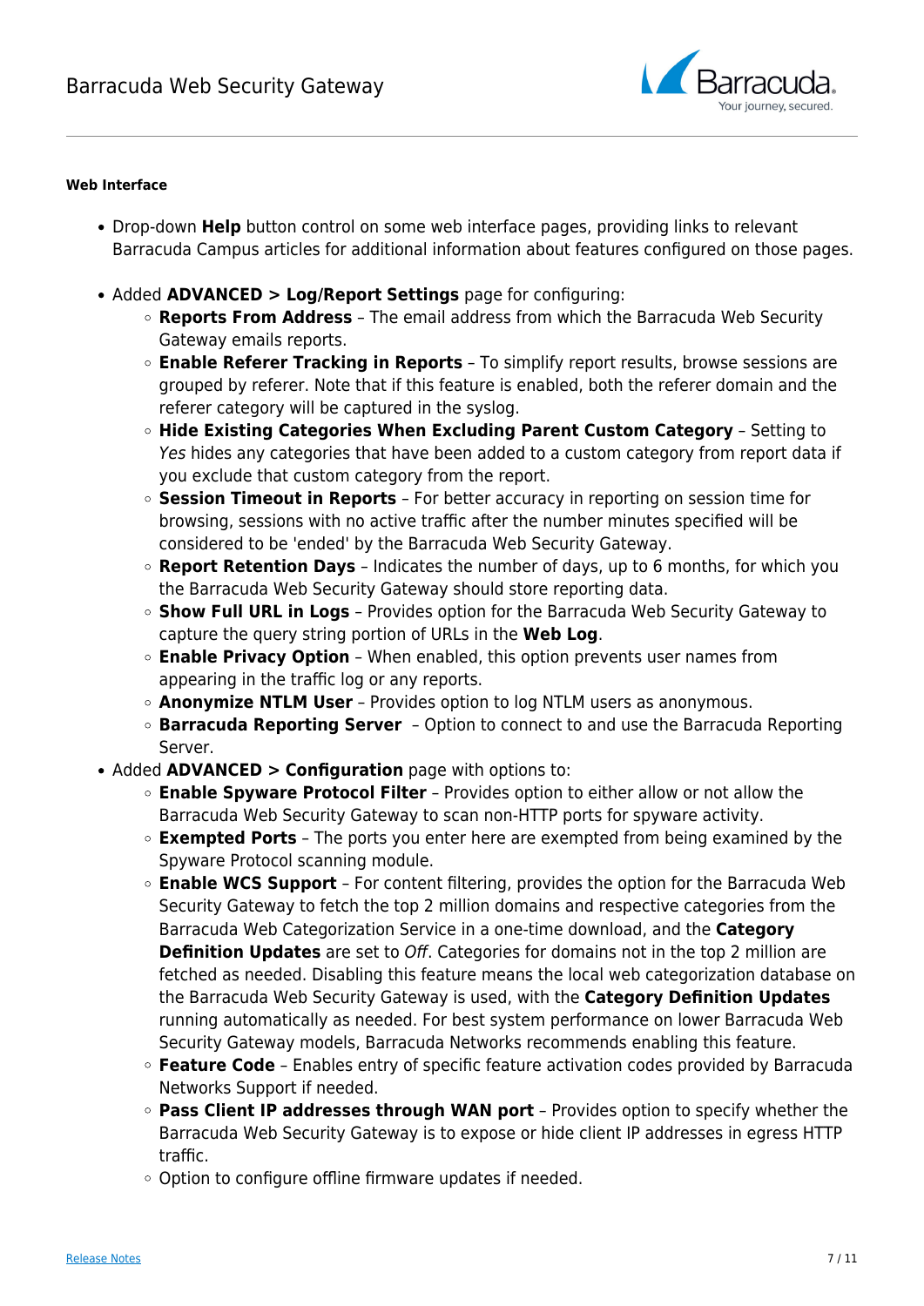**Web Interface**

- Drop-down **Help** button control on some web interface pages, providing links to relevant Barracuda Campus articles for additional information about features configured on those pages.

- Added **ADVANCED > Log/Report Settings** page for configuring:
  - **Reports From Address** – The email address from which the Barracuda Web Security Gateway emails reports.
  - **Enable Referer Tracking in Reports** – To simplify report results, browse sessions are grouped by referer. Note that if this feature is enabled, both the referer domain and the referer category will be captured in the syslog.
  - **Hide Existing Categories When Excluding Parent Custom Category** – Setting to *Yes* hides any categories that have been added to a custom category from report data if you exclude that custom category from the report.
  - **Session Timeout in Reports** – For better accuracy in reporting on session time for browsing, sessions with no active traffic after the number minutes specified will be considered to be 'ended' by the Barracuda Web Security Gateway.
  - **Report Retention Days** – Indicates the number of days, up to 6 months, for which you the Barracuda Web Security Gateway should store reporting data.
  - **Show Full URL in Logs** – Provides option for the Barracuda Web Security Gateway to capture the query string portion of URLs in the **Web Log**.
  - **Enable Privacy Option** – When enabled, this option prevents user names from appearing in the traffic log or any reports.
  - **Anonymize NTLM User** – Provides option to log NTLM users as anonymous.
  - **Barracuda Reporting Server** – Option to connect to and use the Barracuda Reporting Server.
- Added **ADVANCED > Configuration** page with options to:
  - **Enable Spyware Protocol Filter** – Provides option to either allow or not allow the Barracuda Web Security Gateway to scan non-HTTP ports for spyware activity.
  - **Exempted Ports** – The ports you enter here are exempted from being examined by the Spyware Protocol scanning module.
  - **Enable WCS Support** – For content filtering, provides the option for the Barracuda Web Security Gateway to fetch the top 2 million domains and respective categories from the Barracuda Web Categorization Service in a one-time download, and the **Category Definition Updates** are set to *Off*. Categories for domains not in the top 2 million are fetched as needed. Disabling this feature means the local web categorization database on the Barracuda Web Security Gateway is used, with the **Category Definition Updates** running automatically as needed. For best system performance on lower Barracuda Web Security Gateway models, Barracuda Networks recommends enabling this feature.
  - **Feature Code** – Enables entry of specific feature activation codes provided by Barracuda Networks Support if needed.
  - **Pass Client IP addresses through WAN port** – Provides option to specify whether the Barracuda Web Security Gateway is to expose or hide client IP addresses in egress HTTP traffic.
  - Option to configure offline firmware updates if needed.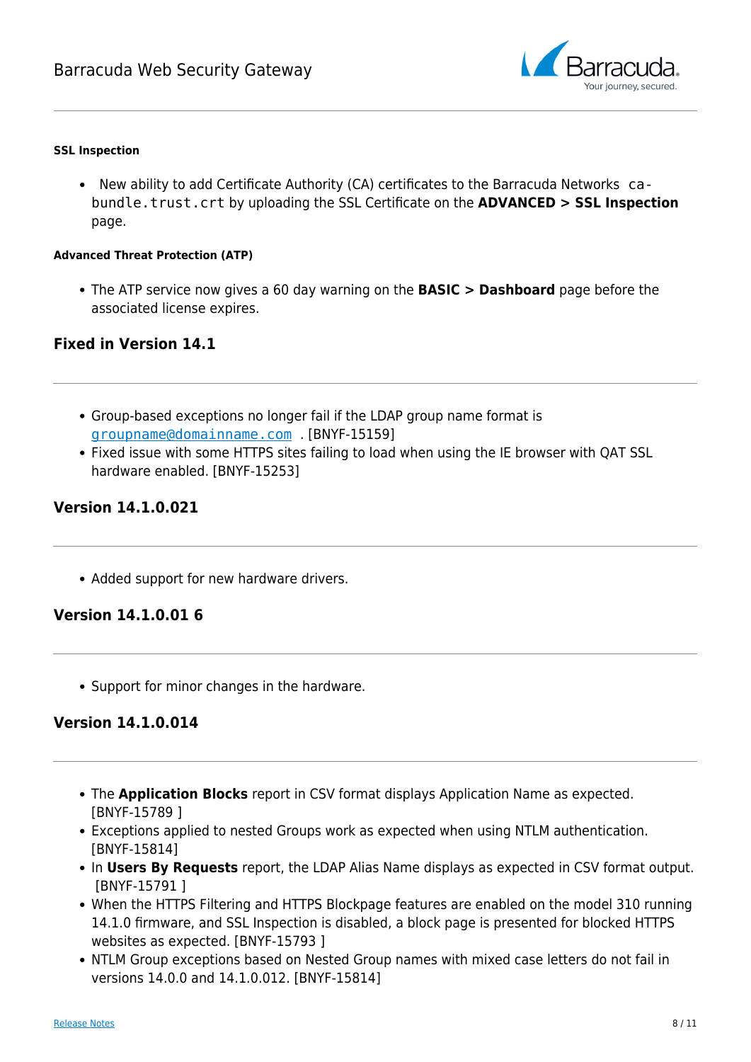#### SSL Inspection

- New ability to add Certificate Authority (CA) certificates to the Barracuda Networks `ca-bundle.trust.crt` by uploading the SSL Certificate on the **ADVANCED > SSL Inspection** page.

#### Advanced Threat Protection (ATP)

- The ATP service now gives a 60 day warning on the **BASIC > Dashboard** page before the associated license expires.

### Fixed in Version 14.1

- Group-based exceptions no longer fail if the LDAP group name format is `groupname@domainname.com` . [BNYF-15159]
- Fixed issue with some HTTPS sites failing to load when using the IE browser with QAT SSL hardware enabled. [BNYF-15253]

### Version 14.1.0.021

- Added support for new hardware drivers.

### Version 14.1.0.01 6

- Support for minor changes in the hardware.

### Version 14.1.0.014

- The **Application Blocks** report in CSV format displays Application Name as expected. [BNYF-15789 ]
- Exceptions applied to nested Groups work as expected when using NTLM authentication. [BNYF-15814]
- In **Users By Requests** report, the LDAP Alias Name displays as expected in CSV format output. [BNYF-15791 ]
- When the HTTPS Filtering and HTTPS Blockpage features are enabled on the model 310 running 14.1.0 firmware, and SSL Inspection is disabled, a block page is presented for blocked HTTPS websites as expected. [BNYF-15793 ]
- NTLM Group exceptions based on Nested Group names with mixed case letters do not fail in versions 14.0.0 and 14.1.0.012. [BNYF-15814]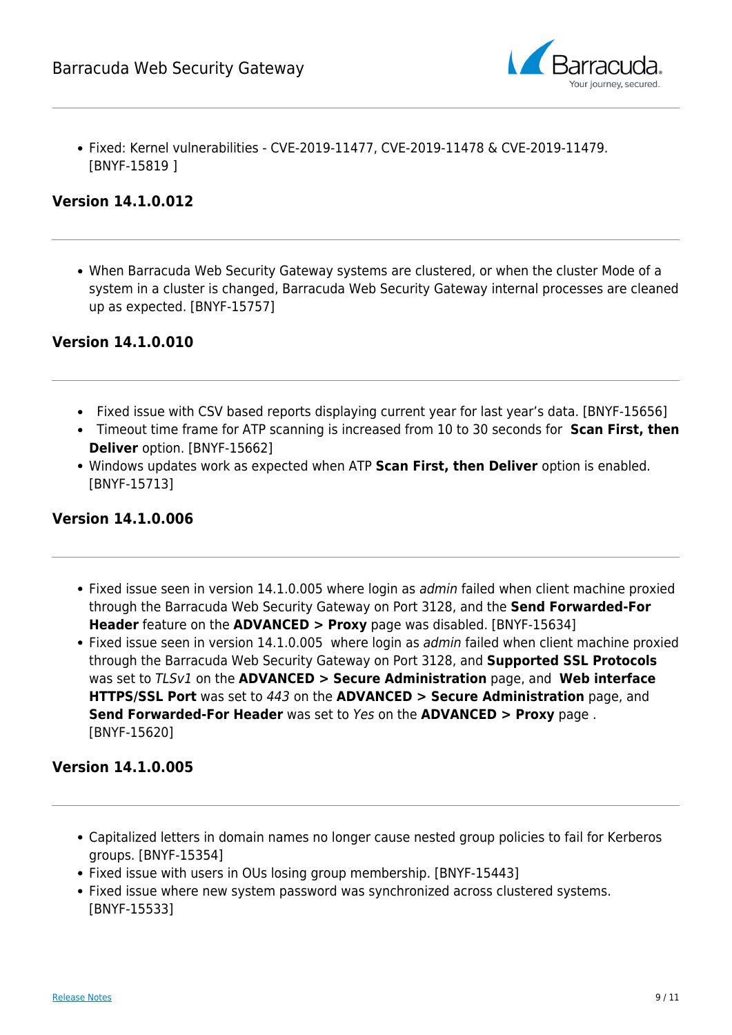- Fixed: Kernel vulnerabilities - CVE-2019-11477, CVE-2019-11478 & CVE-2019-11479. [BNYF-15819 ]

## Version 14.1.0.012

- When Barracuda Web Security Gateway systems are clustered, or when the cluster Mode of a system in a cluster is changed, Barracuda Web Security Gateway internal processes are cleaned up as expected. [BNYF-15757]

## Version 14.1.0.010

- Fixed issue with CSV based reports displaying current year for last year's data. [BNYF-15656]
- Timeout time frame for ATP scanning is increased from 10 to 30 seconds for **Scan First, then Deliver** option. [BNYF-15662]
- Windows updates work as expected when ATP **Scan First, then Deliver** option is enabled. [BNYF-15713]

## Version 14.1.0.006

- Fixed issue seen in version 14.1.0.005 where login as *admin* failed when client machine proxied through the Barracuda Web Security Gateway on Port 3128, and the **Send Forwarded-For Header** feature on the **ADVANCED > Proxy** page was disabled. [BNYF-15634]
- Fixed issue seen in version 14.1.0.005 where login as *admin* failed when client machine proxied through the Barracuda Web Security Gateway on Port 3128, and **Supported SSL Protocols** was set to *TLSv1* on the **ADVANCED > Secure Administration** page, and **Web interface HTTPS/SSL Port** was set to *443* on the **ADVANCED > Secure Administration** page, and **Send Forwarded-For Header** was set to *Yes* on the **ADVANCED > Proxy** page . [BNYF-15620]

## Version 14.1.0.005

- Capitalized letters in domain names no longer cause nested group policies to fail for Kerberos groups. [BNYF-15354]
- Fixed issue with users in OUs losing group membership. [BNYF-15443]
- Fixed issue where new system password was synchronized across clustered systems. [BNYF-15533]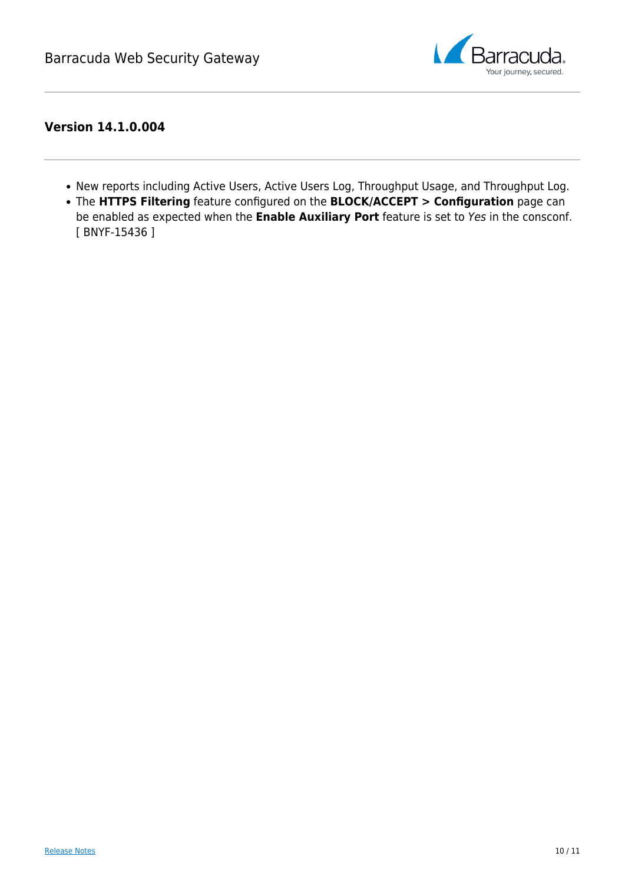### Version 14.1.0.004

- New reports including Active Users, Active Users Log, Throughput Usage, and Throughput Log.
- The **HTTPS Filtering** feature configured on the **BLOCK/ACCEPT > Configuration** page can be enabled as expected when the **Enable Auxiliary Port** feature is set to *Yes* in the consconf. [ BNYF-15436 ]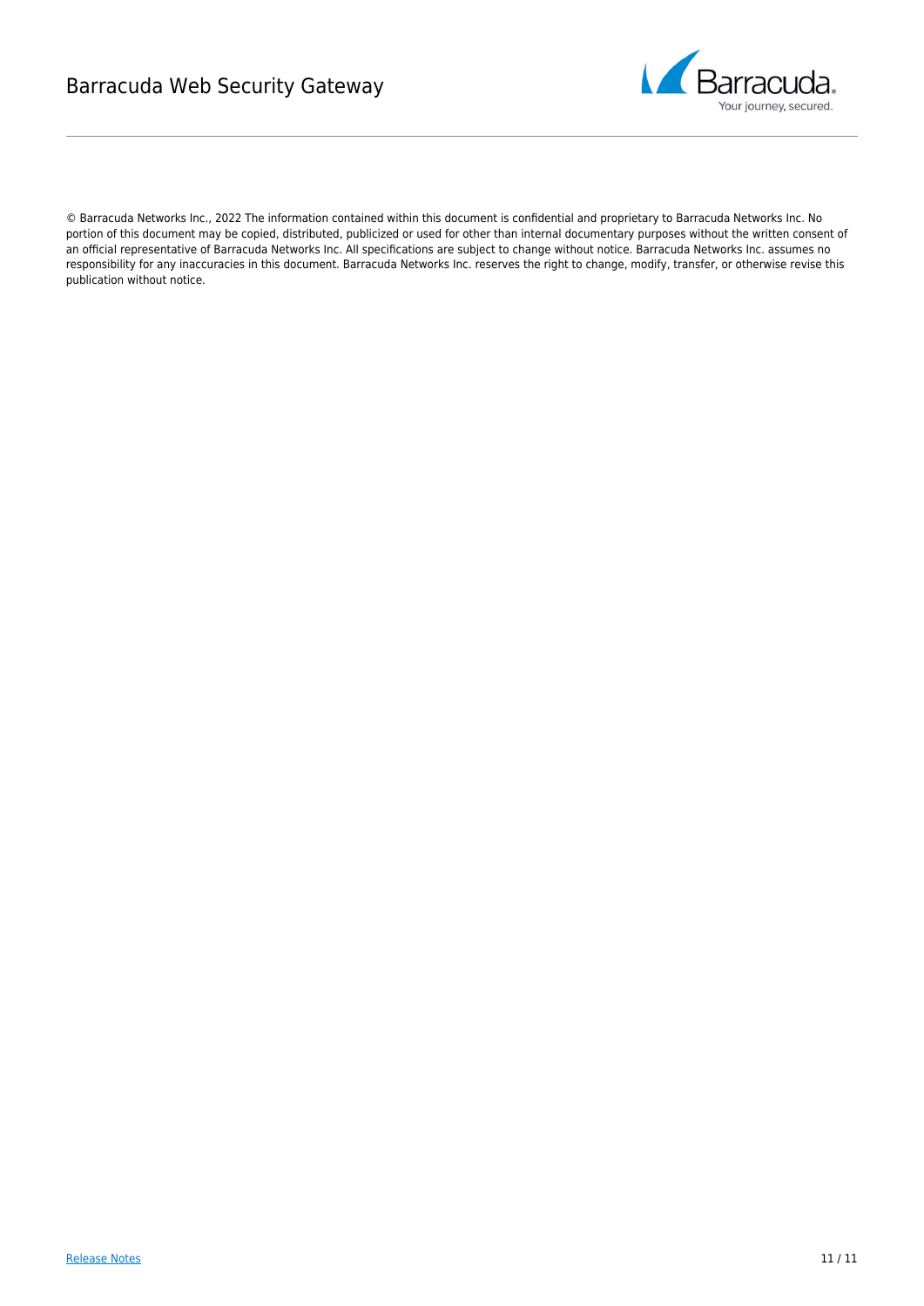© Barracuda Networks Inc., 2022 The information contained within this document is confidential and proprietary to Barracuda Networks Inc. No portion of this document may be copied, distributed, publicized or used for other than internal documentary purposes without the written consent of an official representative of Barracuda Networks Inc. All specifications are subject to change without notice. Barracuda Networks Inc. assumes no responsibility for any inaccuracies in this document. Barracuda Networks Inc. reserves the right to change, modify, transfer, or otherwise revise this publication without notice.